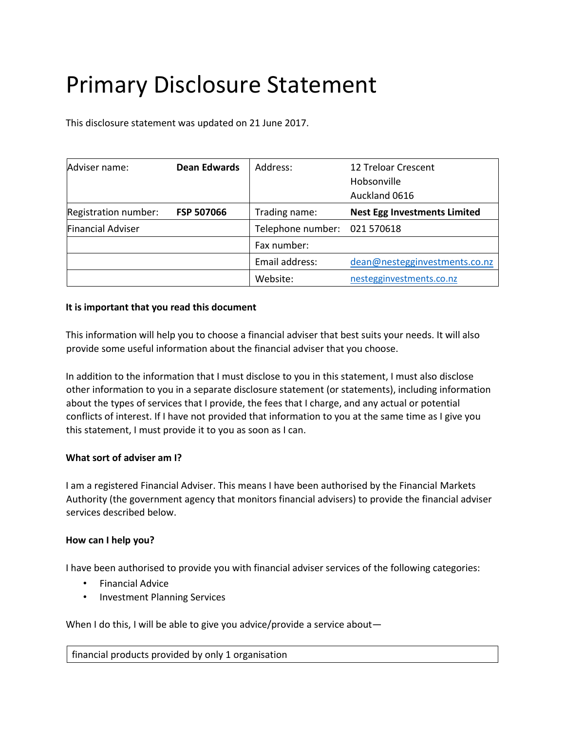# Primary Disclosure Statement

This disclosure statement was updated on 21 June 2017.

| | | | |
|---|---|---|---|
| Adviser name: | **Dean Edwards** | Address: | 12 Treloar Crescent<br>Hobsonville<br>Auckland 0616 |
| Registration number: | **FSP 507066** | Trading name: | **Nest Egg Investments Limited** |
| Financial Adviser | | Telephone number: | 021 570618 |
| | | Fax number: | |
| | | Email address: | dean@nesteggin vestments.co.nz |
| | | Website: | nesteggin vestments.co.nz |

**It is important that you read this document**

This information will help you to choose a financial adviser that best suits your needs. It will also provide some useful information about the financial adviser that you choose.

In addition to the information that I must disclose to you in this statement, I must also disclose other information to you in a separate disclosure statement (or statements), including information about the types of services that I provide, the fees that I charge, and any actual or potential conflicts of interest. If I have not provided that information to you at the same time as I give you this statement, I must provide it to you as soon as I can.

**What sort of adviser am I?**

I am a registered Financial Adviser. This means I have been authorised by the Financial Markets Authority (the government agency that monitors financial advisers) to provide the financial adviser services described below.

**How can I help you?**

I have been authorised to provide you with financial adviser services of the following categories:

- Financial Advice
- Investment Planning Services

When I do this, I will be able to give you advice/provide a service about—

| financial products provided by only 1 organisation |
|---|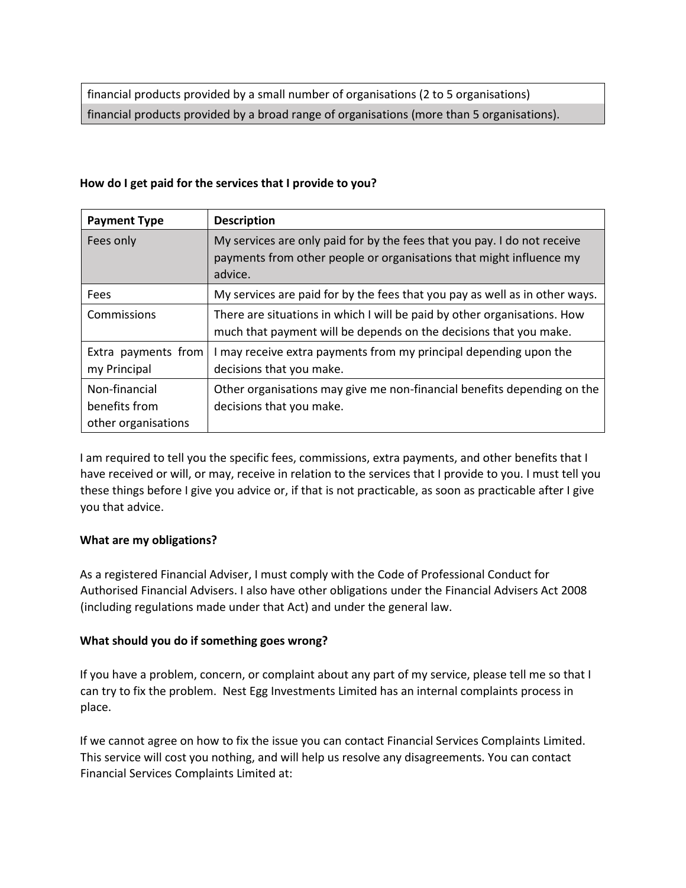| |
|---|
| financial products provided by a small number of organisations (2 to 5 organisations) |
| financial products provided by a broad range of organisations (more than 5 organisations). |

**How do I get paid for the services that I provide to you?**

| Payment Type | Description |
|---|---|
| Fees only | My services are only paid for by the fees that you pay. I do not receive payments from other people or organisations that might influence my advice. |
| Fees | My services are paid for by the fees that you pay as well as in other ways. |
| Commissions | There are situations in which I will be paid by other organisations. How much that payment will be depends on the decisions that you make. |
| Extra payments from my Principal | I may receive extra payments from my principal depending upon the decisions that you make. |
| Non-financial benefits from other organisations | Other organisations may give me non-financial benefits depending on the decisions that you make. |

I am required to tell you the specific fees, commissions, extra payments, and other benefits that I have received or will, or may, receive in relation to the services that I provide to you. I must tell you these things before I give you advice or, if that is not practicable, as soon as practicable after I give you that advice.

**What are my obligations?**

As a registered Financial Adviser, I must comply with the Code of Professional Conduct for Authorised Financial Advisers. I also have other obligations under the Financial Advisers Act 2008 (including regulations made under that Act) and under the general law.

**What should you do if something goes wrong?**

If you have a problem, concern, or complaint about any part of my service, please tell me so that I can try to fix the problem. Nest Egg Investments Limited has an internal complaints process in place.

If we cannot agree on how to fix the issue you can contact Financial Services Complaints Limited. This service will cost you nothing, and will help us resolve any disagreements. You can contact Financial Services Complaints Limited at: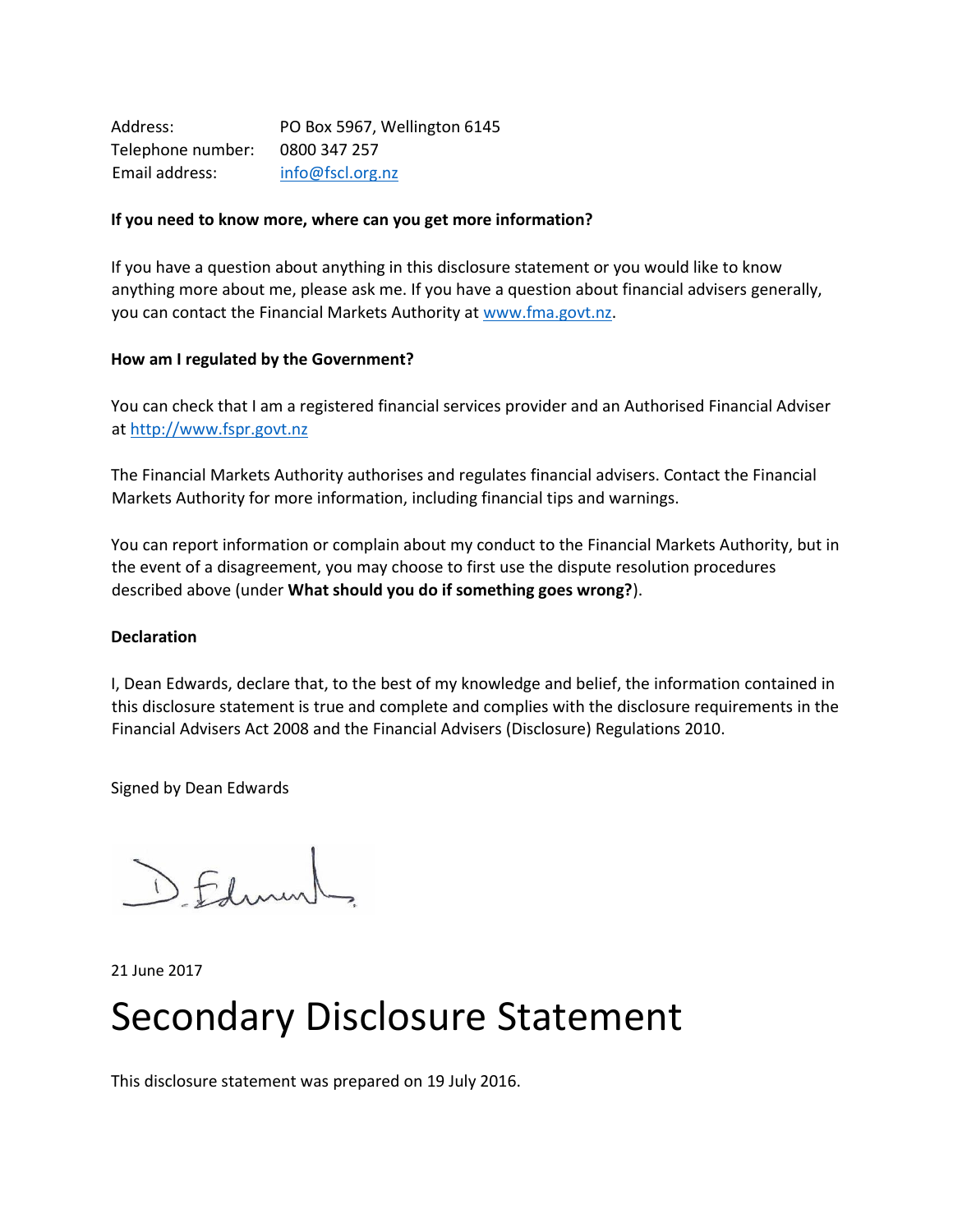Address: PO Box 5967, Wellington 6145
Telephone number: 0800 347 257
Email address: info@fscl.org.nz

**If you need to know more, where can you get more information?**

If you have a question about anything in this disclosure statement or you would like to know anything more about me, please ask me. If you have a question about financial advisers generally, you can contact the Financial Markets Authority at www.fma.govt.nz.

**How am I regulated by the Government?**

You can check that I am a registered financial services provider and an Authorised Financial Adviser at http://www.fspr.govt.nz

The Financial Markets Authority authorises and regulates financial advisers. Contact the Financial Markets Authority for more information, including financial tips and warnings.

You can report information or complain about my conduct to the Financial Markets Authority, but in the event of a disagreement, you may choose to first use the dispute resolution procedures described above (under **What should you do if something goes wrong?**).

**Declaration**

I, Dean Edwards, declare that, to the best of my knowledge and belief, the information contained in this disclosure statement is true and complete and complies with the disclosure requirements in the Financial Advisers Act 2008 and the Financial Advisers (Disclosure) Regulations 2010.

Signed by Dean Edwards

21 June 2017

# Secondary Disclosure Statement

This disclosure statement was prepared on 19 July 2016.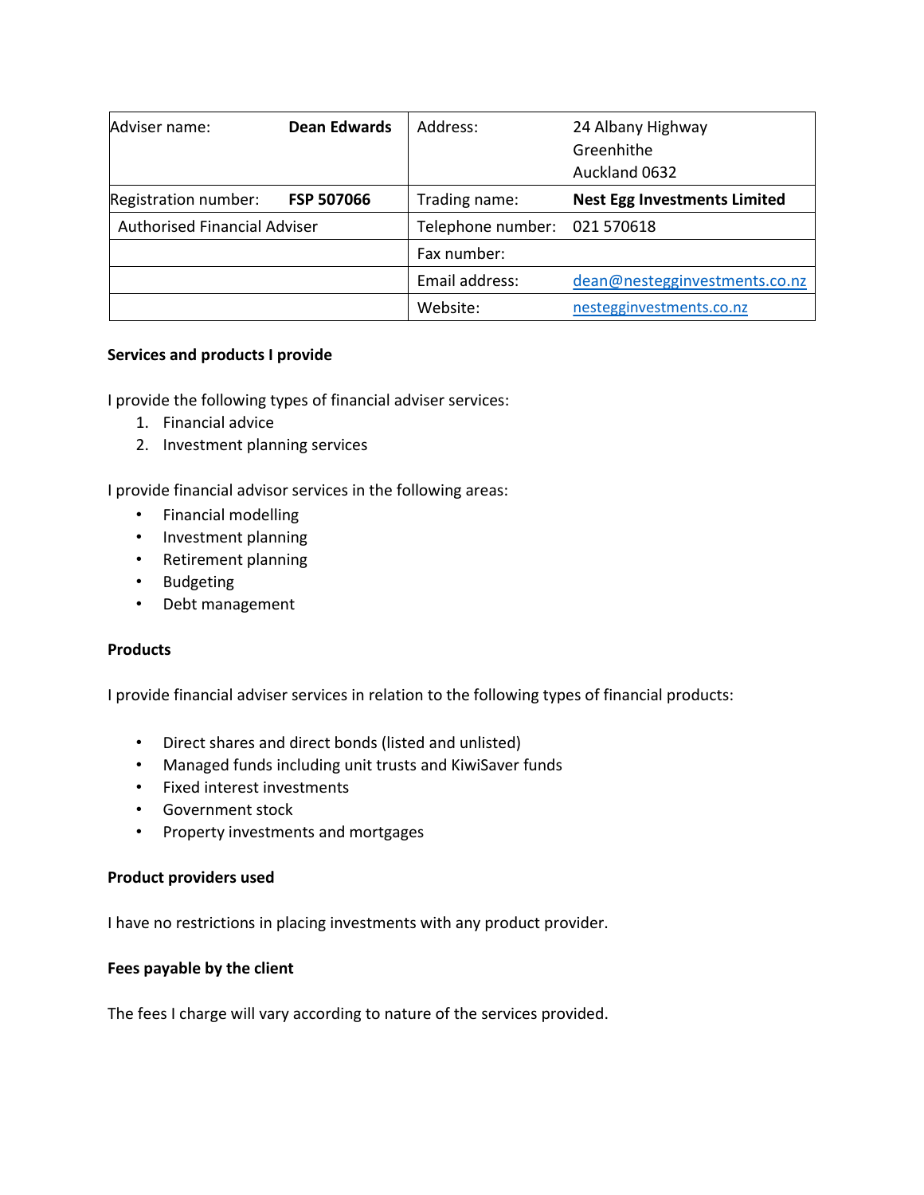| Adviser name: | Dean Edwards | Address: | 24 Albany Highway<br>Greenhithe<br>Auckland 0632 |
|---|---|---|---|
| Registration number: | **FSP 507066** | Trading name: | **Nest Egg Investments Limited** |
| Authorised Financial Adviser | | Telephone number: | 021 570618 |
| | | Fax number: | |
| | | Email address: | dean@nesteginvestments.co.nz |
| | | Website: | nesteginvestments.co.nz |

**Services and products I provide**

I provide the following types of financial adviser services:

1. Financial advice
2. Investment planning services

I provide financial advisor services in the following areas:

- Financial modelling
- Investment planning
- Retirement planning
- Budgeting
- Debt management

**Products**

I provide financial adviser services in relation to the following types of financial products:

- Direct shares and direct bonds (listed and unlisted)
- Managed funds including unit trusts and KiwiSaver funds
- Fixed interest investments
- Government stock
- Property investments and mortgages

**Product providers used**

I have no restrictions in placing investments with any product provider.

**Fees payable by the client**

The fees I charge will vary according to nature of the services provided.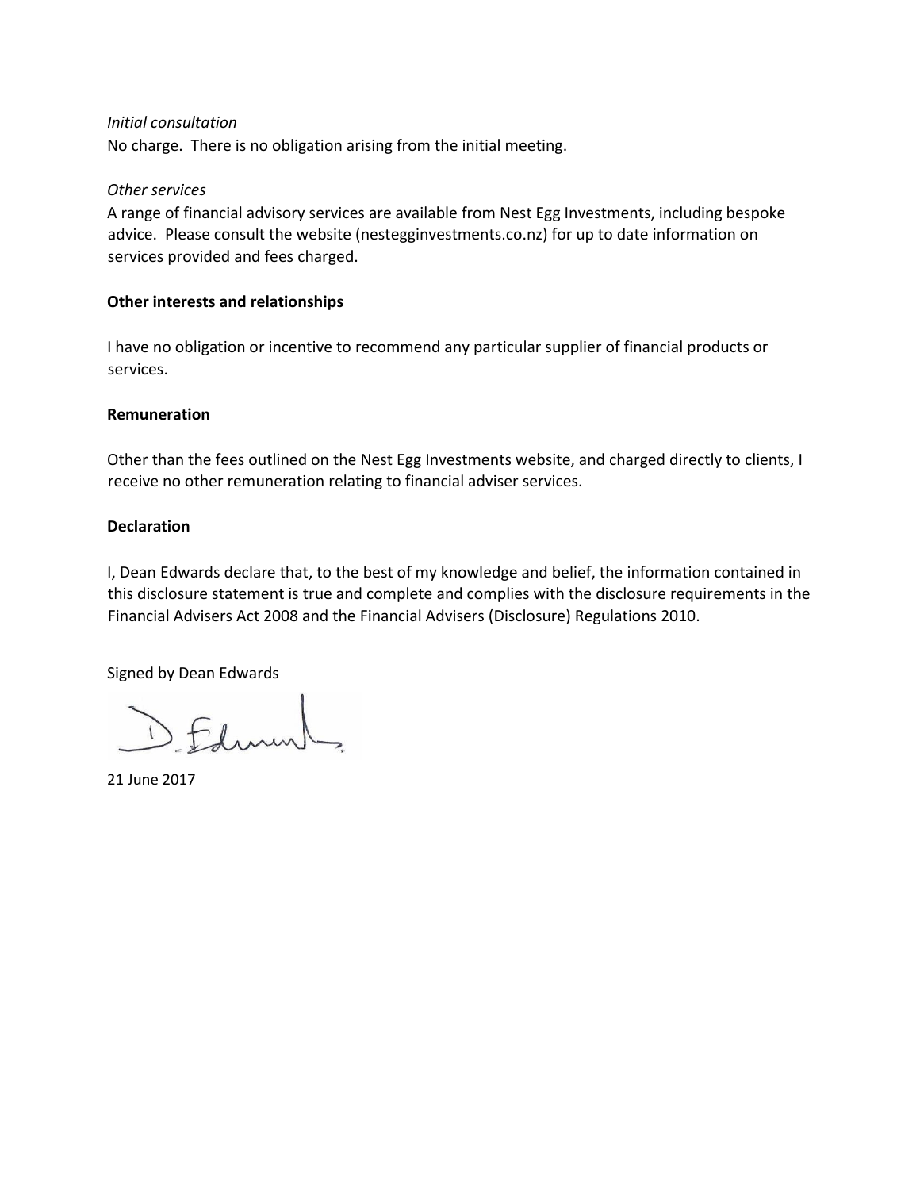*Initial consultation*

No charge. There is no obligation arising from the initial meeting.

*Other services*

A range of financial advisory services are available from Nest Egg Investments, including bespoke advice. Please consult the website (nesteggInvestments.co.nz) for up to date information on services provided and fees charged.

**Other interests and relationships**

I have no obligation or incentive to recommend any particular supplier of financial products or services.

**Remuneration**

Other than the fees outlined on the Nest Egg Investments website, and charged directly to clients, I receive no other remuneration relating to financial adviser services.

**Declaration**

I, Dean Edwards declare that, to the best of my knowledge and belief, the information contained in this disclosure statement is true and complete and complies with the disclosure requirements in the Financial Advisers Act 2008 and the Financial Advisers (Disclosure) Regulations 2010.

Signed by Dean Edwards

21 June 2017